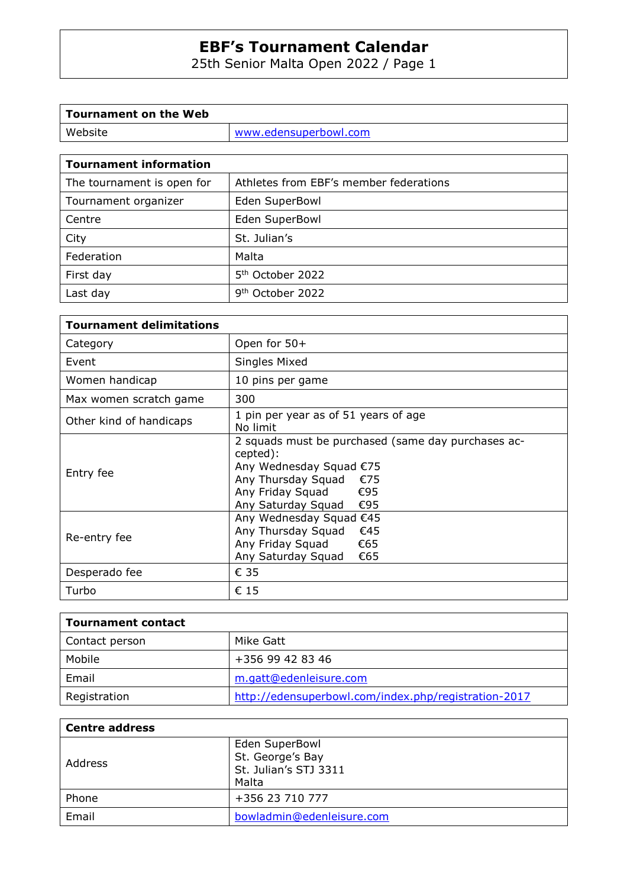# EBF's Tournament Calendar

25th Senior Malta Open 2022 / Page 1

| Tournament on the Web | |
|---|---|
| Website | www.edensuperbowl.com |

| Tournament information | |
|---|---|
| The tournament is open for | Athletes from EBF's member federations |
| Tournament organizer | Eden SuperBowl |
| Centre | Eden SuperBowl |
| City | St. Julian's |
| Federation | Malta |
| First day | 5th October 2022 |
| Last day | 9th October 2022 |

| Tournament delimitations | |
|---|---|
| Category | Open for 50+ |
| Event | Singles Mixed |
| Women handicap | 10 pins per game |
| Max women scratch game | 300 |
| Other kind of handicaps | 1 pin per year as of 51 years of age<br>No limit |
| Entry fee | 2 squads must be purchased (same day purchases accepted):<br>Any Wednesday Squad €75<br>Any Thursday Squad €75<br>Any Friday Squad €95<br>Any Saturday Squad €95 |
| Re-entry fee | Any Wednesday Squad €45<br>Any Thursday Squad €45<br>Any Friday Squad €65<br>Any Saturday Squad €65 |
| Desperado fee | € 35 |
| Turbo | € 15 |

| Tournament contact | |
|---|---|
| Contact person | Mike Gatt |
| Mobile | +356 99 42 83 46 |
| Email | m.gatt@edenleisure.com |
| Registration | http://edensuperbowl.com/index.php/registration-2017 |

| Centre address | |
|---|---|
| Address | Eden SuperBowl<br>St. George's Bay<br>St. Julian's STJ 3311<br>Malta |
| Phone | +356 23 710 777 |
| Email | bowladmin@edenleisure.com |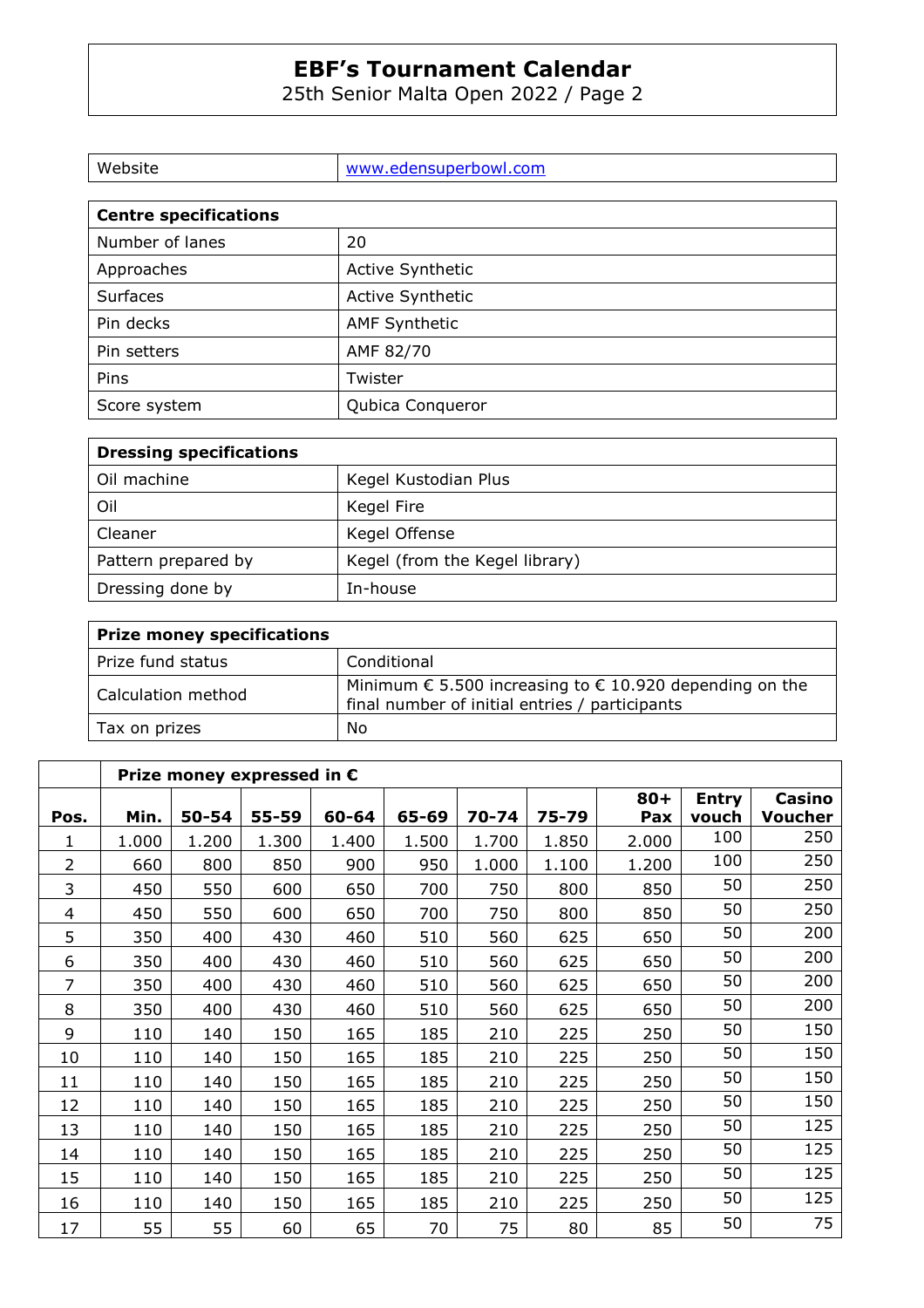# EBF's Tournament Calendar

25th Senior Malta Open 2022 / Page 2

| Website | www.edensuperbowl.com |
|---|---|

| Centre specifications | |
|---|---|
| Number of lanes | 20 |
| Approaches | Active Synthetic |
| Surfaces | Active Synthetic |
| Pin decks | AMF Synthetic |
| Pin setters | AMF 82/70 |
| Pins | Twister |
| Score system | Qubica Conqueror |

| Dressing specifications | |
|---|---|
| Oil machine | Kegel Kustodian Plus |
| Oil | Kegel Fire |
| Cleaner | Kegel Offense |
| Pattern prepared by | Kegel (from the Kegel library) |
| Dressing done by | In-house |

| Prize money specifications | |
|---|---|
| Prize fund status | Conditional |
| Calculation method | Minimum € 5.500 increasing to € 10.920 depending on the final number of initial entries / participants |
| Tax on prizes | No |

| | Prize money expressed in € | | | | | | | | | |
|---|---|---|---|---|---|---|---|---|---|---|
| **Pos.** | **Min.** | **50-54** | **55-59** | **60-64** | **65-69** | **70-74** | **75-79** | **80+ Pax** | **Entry vouch** | **Casino Voucher** |
| 1 | 1.000 | 1.200 | 1.300 | 1.400 | 1.500 | 1.700 | 1.850 | 2.000 | 100 | 250 |
| 2 | 660 | 800 | 850 | 900 | 950 | 1.000 | 1.100 | 1.200 | 100 | 250 |
| 3 | 450 | 550 | 600 | 650 | 700 | 750 | 800 | 850 | 50 | 250 |
| 4 | 450 | 550 | 600 | 650 | 700 | 750 | 800 | 850 | 50 | 250 |
| 5 | 350 | 400 | 430 | 460 | 510 | 560 | 625 | 650 | 50 | 200 |
| 6 | 350 | 400 | 430 | 460 | 510 | 560 | 625 | 650 | 50 | 200 |
| 7 | 350 | 400 | 430 | 460 | 510 | 560 | 625 | 650 | 50 | 200 |
| 8 | 350 | 400 | 430 | 460 | 510 | 560 | 625 | 650 | 50 | 200 |
| 9 | 110 | 140 | 150 | 165 | 185 | 210 | 225 | 250 | 50 | 150 |
| 10 | 110 | 140 | 150 | 165 | 185 | 210 | 225 | 250 | 50 | 150 |
| 11 | 110 | 140 | 150 | 165 | 185 | 210 | 225 | 250 | 50 | 150 |
| 12 | 110 | 140 | 150 | 165 | 185 | 210 | 225 | 250 | 50 | 150 |
| 13 | 110 | 140 | 150 | 165 | 185 | 210 | 225 | 250 | 50 | 125 |
| 14 | 110 | 140 | 150 | 165 | 185 | 210 | 225 | 250 | 50 | 125 |
| 15 | 110 | 140 | 150 | 165 | 185 | 210 | 225 | 250 | 50 | 125 |
| 16 | 110 | 140 | 150 | 165 | 185 | 210 | 225 | 250 | 50 | 125 |
| 17 | 55 | 55 | 60 | 65 | 70 | 75 | 80 | 85 | 50 | 75 |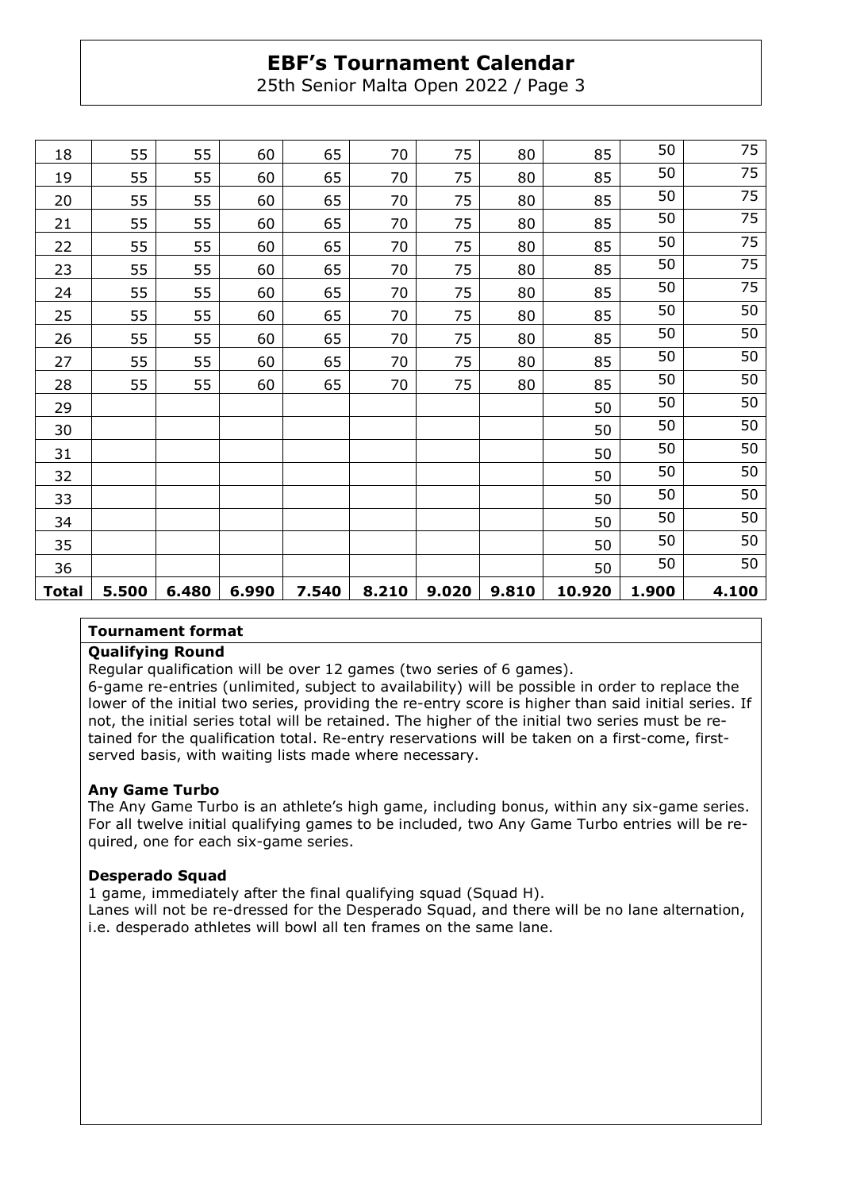| | | | | | | | | | | |
|---|---|---|---|---|---|---|---|---|---|---|
| 18 | 55 | 55 | 60 | 65 | 70 | 75 | 80 | 85 | 50 | 75 |
| 19 | 55 | 55 | 60 | 65 | 70 | 75 | 80 | 85 | 50 | 75 |
| 20 | 55 | 55 | 60 | 65 | 70 | 75 | 80 | 85 | 50 | 75 |
| 21 | 55 | 55 | 60 | 65 | 70 | 75 | 80 | 85 | 50 | 75 |
| 22 | 55 | 55 | 60 | 65 | 70 | 75 | 80 | 85 | 50 | 75 |
| 23 | 55 | 55 | 60 | 65 | 70 | 75 | 80 | 85 | 50 | 75 |
| 24 | 55 | 55 | 60 | 65 | 70 | 75 | 80 | 85 | 50 | 75 |
| 25 | 55 | 55 | 60 | 65 | 70 | 75 | 80 | 85 | 50 | 50 |
| 26 | 55 | 55 | 60 | 65 | 70 | 75 | 80 | 85 | 50 | 50 |
| 27 | 55 | 55 | 60 | 65 | 70 | 75 | 80 | 85 | 50 | 50 |
| 28 | 55 | 55 | 60 | 65 | 70 | 75 | 80 | 85 | 50 | 50 |
| 29 | | | | | | | | 50 | 50 | 50 |
| 30 | | | | | | | | 50 | 50 | 50 |
| 31 | | | | | | | | 50 | 50 | 50 |
| 32 | | | | | | | | 50 | 50 | 50 |
| 33 | | | | | | | | 50 | 50 | 50 |
| 34 | | | | | | | | 50 | 50 | 50 |
| 35 | | | | | | | | 50 | 50 | 50 |
| 36 | | | | | | | | 50 | 50 | 50 |
| **Total** | **5.500** | **6.480** | **6.990** | **7.540** | **8.210** | **9.020** | **9.810** | **10.920** | **1.900** | **4.100** |

## Tournament format

### Qualifying Round

Regular qualification will be over 12 games (two series of 6 games).
6-game re-entries (unlimited, subject to availability) will be possible in order to replace the lower of the initial two series, providing the re-entry score is higher than said initial series. If not, the initial series total will be retained. The higher of the initial two series must be retained for the qualification total. Re-entry reservations will be taken on a first-come, first-served basis, with waiting lists made where necessary.

### Any Game Turbo

The Any Game Turbo is an athlete's high game, including bonus, within any six-game series. For all twelve initial qualifying games to be included, two Any Game Turbo entries will be required, one for each six-game series.

### Desperado Squad

1 game, immediately after the final qualifying squad (Squad H).
Lanes will not be re-dressed for the Desperado Squad, and there will be no lane alternation, i.e. desperado athletes will bowl all ten frames on the same lane.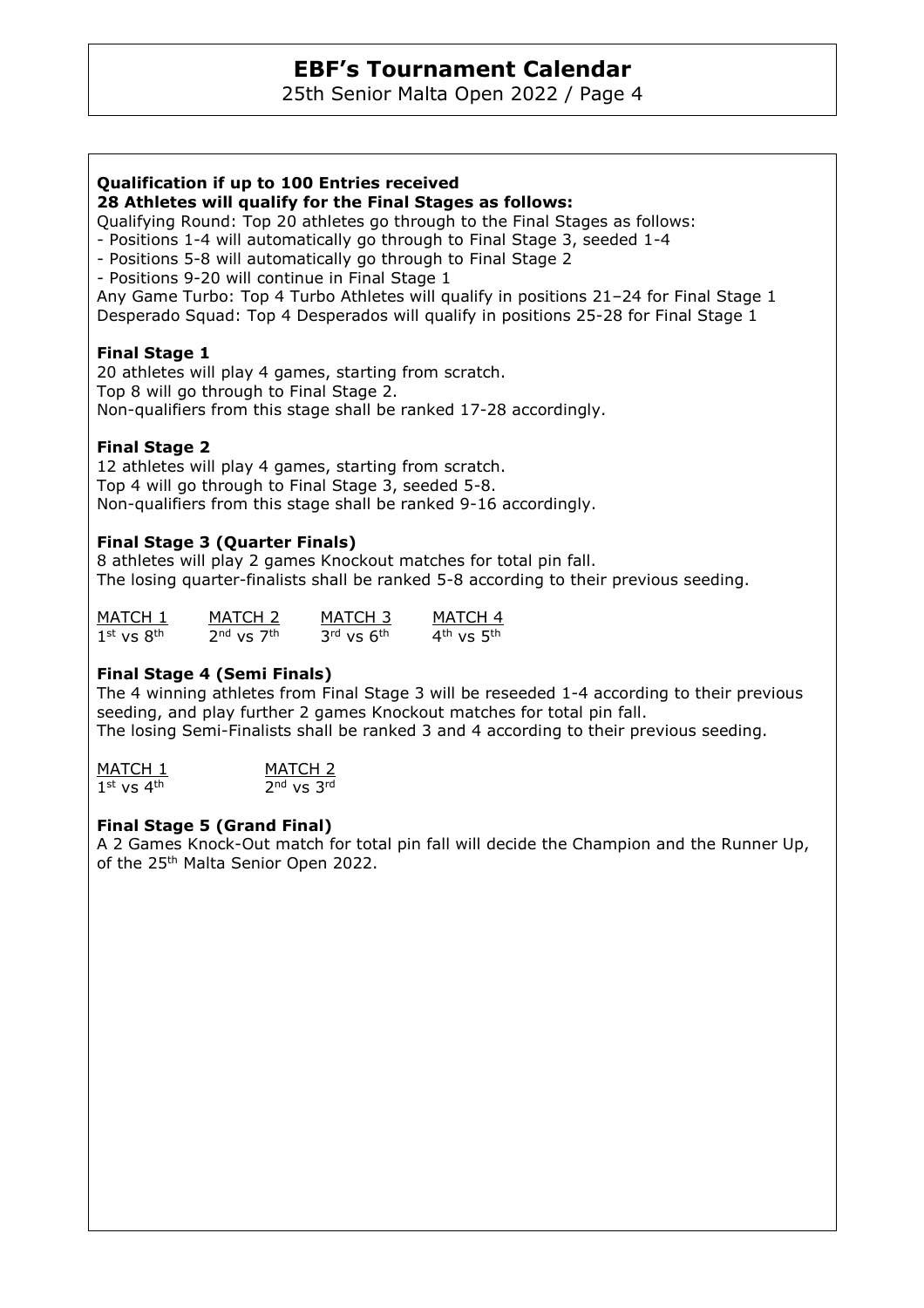**Qualification if up to 100 Entries received**
**28 Athletes will qualify for the Final Stages as follows:**

Qualifying Round: Top 20 athletes go through to the Final Stages as follows:

- Positions 1-4 will automatically go through to Final Stage 3, seeded 1-4
- Positions 5-8 will automatically go through to Final Stage 2
- Positions 9-20 will continue in Final Stage 1

Any Game Turbo: Top 4 Turbo Athletes will qualify in positions 21–24 for Final Stage 1
Desperado Squad: Top 4 Desperados will qualify in positions 25-28 for Final Stage 1

### Final Stage 1

20 athletes will play 4 games, starting from scratch.
Top 8 will go through to Final Stage 2.
Non-qualifiers from this stage shall be ranked 17-28 accordingly.

### Final Stage 2

12 athletes will play 4 games, starting from scratch.
Top 4 will go through to Final Stage 3, seeded 5-8.
Non-qualifiers from this stage shall be ranked 9-16 accordingly.

### Final Stage 3 (Quarter Finals)

8 athletes will play 2 games Knockout matches for total pin fall.
The losing quarter-finalists shall be ranked 5-8 according to their previous seeding.

| MATCH 1 | MATCH 2 | MATCH 3 | MATCH 4 |
|---|---|---|---|
| 1st vs 8th | 2nd vs 7th | 3rd vs 6th | 4th vs 5th |

### Final Stage 4 (Semi Finals)

The 4 winning athletes from Final Stage 3 will be reseeded 1-4 according to their previous seeding, and play further 2 games Knockout matches for total pin fall.
The losing Semi-Finalists shall be ranked 3 and 4 according to their previous seeding.

| MATCH 1 | MATCH 2 |
|---|---|
| 1st vs 4th | 2nd vs 3rd |

### Final Stage 5 (Grand Final)

A 2 Games Knock-Out match for total pin fall will decide the Champion and the Runner Up, of the 25th Malta Senior Open 2022.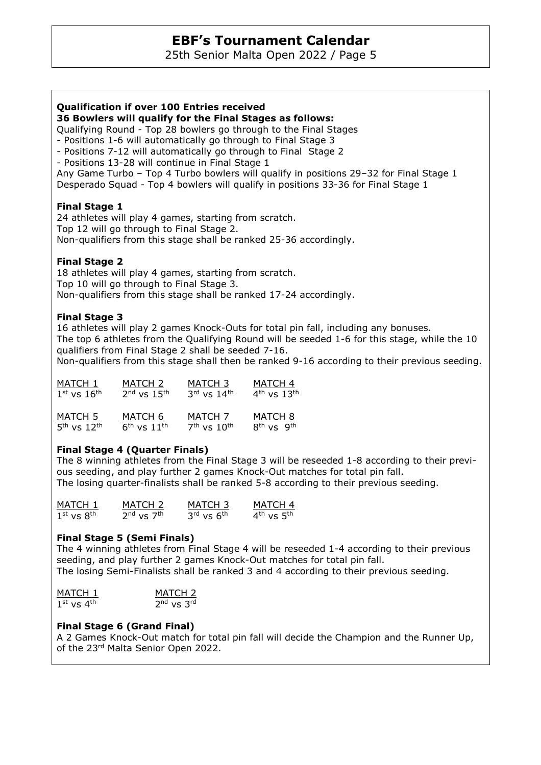**Qualification if over 100 Entries received**
**36 Bowlers will qualify for the Final Stages as follows:**

Qualifying Round - Top 28 bowlers go through to the Final Stages
- Positions 1-6 will automatically go through to Final Stage 3
- Positions 7-12 will automatically go through to Final Stage 2
- Positions 13-28 will continue in Final Stage 1

Any Game Turbo – Top 4 Turbo bowlers will qualify in positions 29–32 for Final Stage 1
Desperado Squad - Top 4 bowlers will qualify in positions 33-36 for Final Stage 1

### Final Stage 1

24 athletes will play 4 games, starting from scratch.
Top 12 will go through to Final Stage 2.
Non-qualifiers from this stage shall be ranked 25-36 accordingly.

### Final Stage 2

18 athletes will play 4 games, starting from scratch.
Top 10 will go through to Final Stage 3.
Non-qualifiers from this stage shall be ranked 17-24 accordingly.

### Final Stage 3

16 athletes will play 2 games Knock-Outs for total pin fall, including any bonuses.
The top 6 athletes from the Qualifying Round will be seeded 1-6 for this stage, while the 10 qualifiers from Final Stage 2 shall be seeded 7-16.
Non-qualifiers from this stage shall then be ranked 9-16 according to their previous seeding.

| MATCH 1 | MATCH 2 | MATCH 3 | MATCH 4 |
|---|---|---|---|
| 1st vs 16th | 2nd vs 15th | 3rd vs 14th | 4th vs 13th |

| MATCH 5 | MATCH 6 | MATCH 7 | MATCH 8 |
|---|---|---|---|
| 5th vs 12th | 6th vs 11th | 7th vs 10th | 8th vs 9th |

### Final Stage 4 (Quarter Finals)

The 8 winning athletes from the Final Stage 3 will be reseeded 1-8 according to their previous seeding, and play further 2 games Knock-Out matches for total pin fall.
The losing quarter-finalists shall be ranked 5-8 according to their previous seeding.

| MATCH 1 | MATCH 2 | MATCH 3 | MATCH 4 |
|---|---|---|---|
| 1st vs 8th | 2nd vs 7th | 3rd vs 6th | 4th vs 5th |

### Final Stage 5 (Semi Finals)

The 4 winning athletes from Final Stage 4 will be reseeded 1-4 according to their previous seeding, and play further 2 games Knock-Out matches for total pin fall.
The losing Semi-Finalists shall be ranked 3 and 4 according to their previous seeding.

| MATCH 1 | MATCH 2 |
|---|---|
| 1st vs 4th | 2nd vs 3rd |

### Final Stage 6 (Grand Final)

A 2 Games Knock-Out match for total pin fall will decide the Champion and the Runner Up, of the 23rd Malta Senior Open 2022.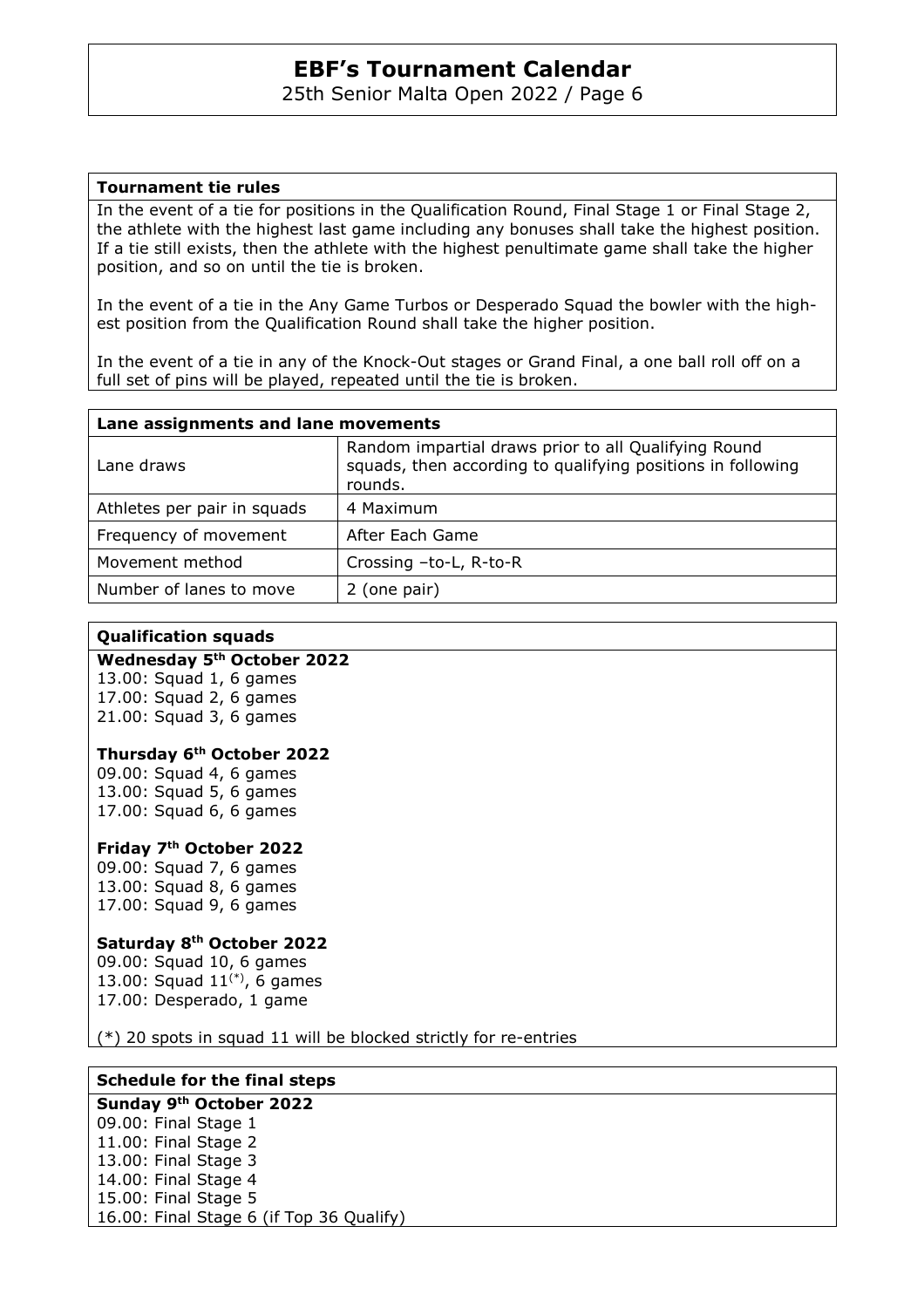### Tournament tie rules

In the event of a tie for positions in the Qualification Round, Final Stage 1 or Final Stage 2, the athlete with the highest last game including any bonuses shall take the highest position. If a tie still exists, then the athlete with the highest penultimate game shall take the higher position, and so on until the tie is broken.

In the event of a tie in the Any Game Turbos or Desperado Squad the bowler with the highest position from the Qualification Round shall take the higher position.

In the event of a tie in any of the Knock-Out stages or Grand Final, a one ball roll off on a full set of pins will be played, repeated until the tie is broken.

### Lane assignments and lane movements

| | |
|---|---|
| Lane draws | Random impartial draws prior to all Qualifying Round squads, then according to qualifying positions in following rounds. |
| Athletes per pair in squads | 4 Maximum |
| Frequency of movement | After Each Game |
| Movement method | Crossing –to-L, R-to-R |
| Number of lanes to move | 2 (one pair) |

### Qualification squads

**Wednesday 5th October 2022**
13.00: Squad 1, 6 games
17.00: Squad 2, 6 games
21.00: Squad 3, 6 games

**Thursday 6th October 2022**
09.00: Squad 4, 6 games
13.00: Squad 5, 6 games
17.00: Squad 6, 6 games

**Friday 7th October 2022**
09.00: Squad 7, 6 games
13.00: Squad 8, 6 games
17.00: Squad 9, 6 games

**Saturday 8th October 2022**
09.00: Squad 10, 6 games
13.00: Squad 11(*), 6 games
17.00: Desperado, 1 game

(*) 20 spots in squad 11 will be blocked strictly for re-entries

### Schedule for the final steps

**Sunday 9th October 2022**
09.00: Final Stage 1
11.00: Final Stage 2
13.00: Final Stage 3
14.00: Final Stage 4
15.00: Final Stage 5
16.00: Final Stage 6 (if Top 36 Qualify)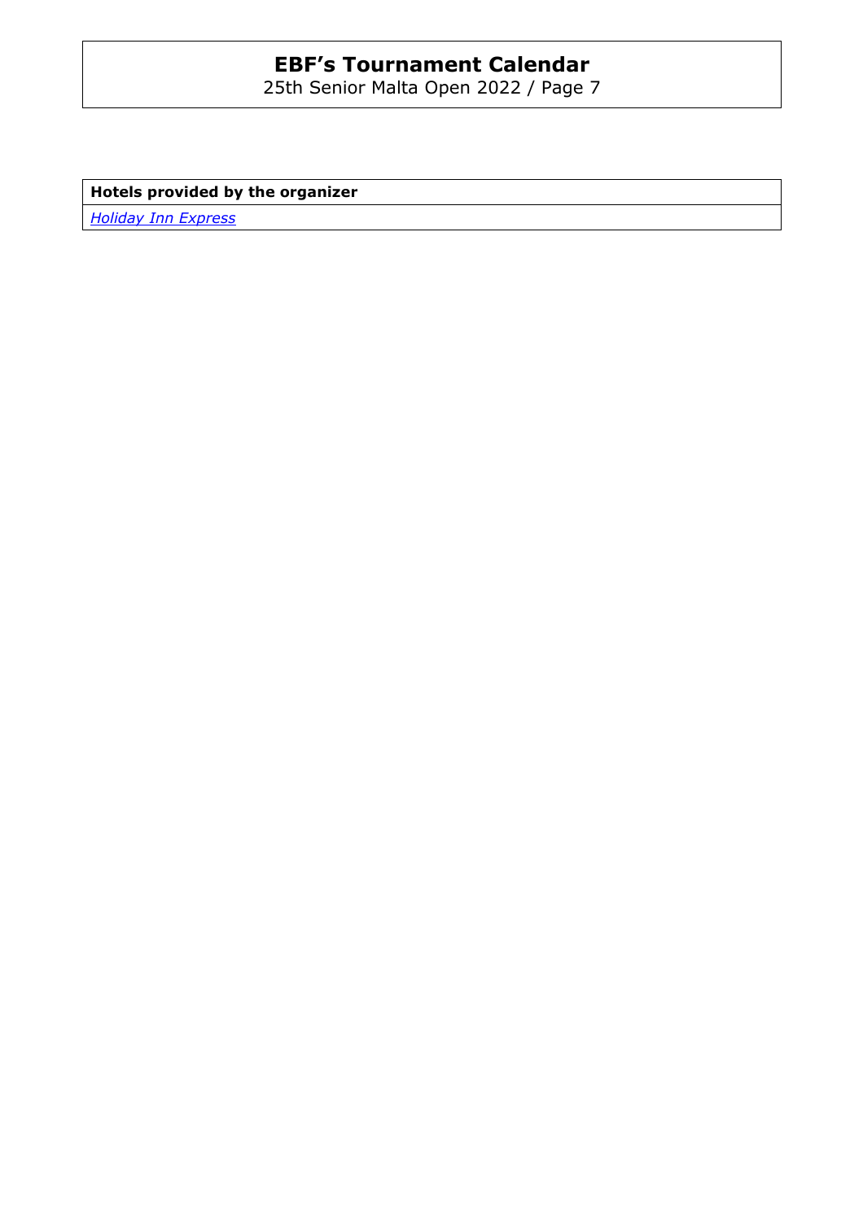| **Hotels provided by the organizer** |
| --- |
| *Holiday Inn Express* |